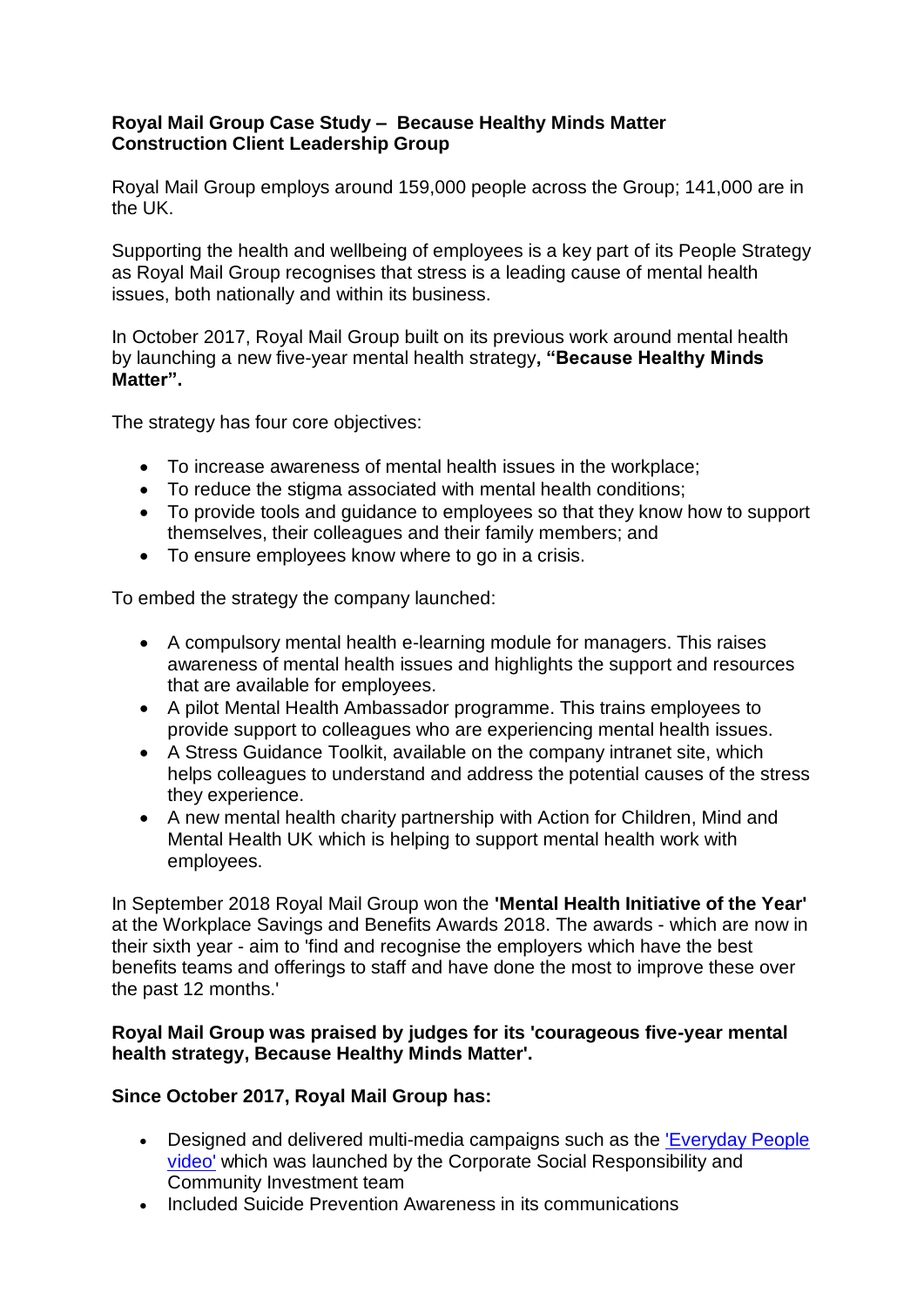**Royal Mail Group Case Study – Because Healthy Minds Matter**
**Construction Client Leadership Group**

Royal Mail Group employs around 159,000 people across the Group; 141,000 are in the UK.

Supporting the health and wellbeing of employees is a key part of its People Strategy as Royal Mail Group recognises that stress is a leading cause of mental health issues, both nationally and within its business.

In October 2017, Royal Mail Group built on its previous work around mental health by launching a new five-year mental health strategy**, "Because Healthy Minds Matter".**

The strategy has four core objectives:

- To increase awareness of mental health issues in the workplace;
- To reduce the stigma associated with mental health conditions;
- To provide tools and guidance to employees so that they know how to support themselves, their colleagues and their family members; and
- To ensure employees know where to go in a crisis.

To embed the strategy the company launched:

- A compulsory mental health e-learning module for managers. This raises awareness of mental health issues and highlights the support and resources that are available for employees.
- A pilot Mental Health Ambassador programme. This trains employees to provide support to colleagues who are experiencing mental health issues.
- A Stress Guidance Toolkit, available on the company intranet site, which helps colleagues to understand and address the potential causes of the stress they experience.
- A new mental health charity partnership with Action for Children, Mind and Mental Health UK which is helping to support mental health work with employees.

In September 2018 Royal Mail Group won the **'Mental Health Initiative of the Year'** at the Workplace Savings and Benefits Awards 2018. The awards - which are now in their sixth year - aim to 'find and recognise the employers which have the best benefits teams and offerings to staff and have done the most to improve these over the past 12 months.'

**Royal Mail Group was praised by judges for its 'courageous five-year mental health strategy, Because Healthy Minds Matter'.**

**Since October 2017, Royal Mail Group has:**

- Designed and delivered multi-media campaigns such as the 'Everyday People video' which was launched by the Corporate Social Responsibility and Community Investment team
- Included Suicide Prevention Awareness in its communications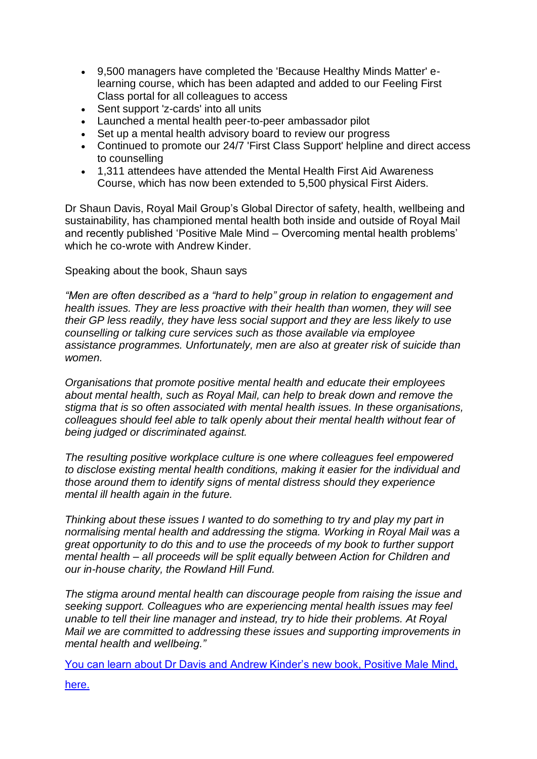- 9,500 managers have completed the 'Because Healthy Minds Matter' e-learning course, which has been adapted and added to our Feeling First Class portal for all colleagues to access
- Sent support 'z-cards' into all units
- Launched a mental health peer-to-peer ambassador pilot
- Set up a mental health advisory board to review our progress
- Continued to promote our 24/7 'First Class Support' helpline and direct access to counselling
- 1,311 attendees have attended the Mental Health First Aid Awareness Course, which has now been extended to 5,500 physical First Aiders.

Dr Shaun Davis, Royal Mail Group's Global Director of safety, health, wellbeing and sustainability, has championed mental health both inside and outside of Royal Mail and recently published 'Positive Male Mind – Overcoming mental health problems' which he co-wrote with Andrew Kinder.

Speaking about the book, Shaun says

*"Men are often described as a "hard to help" group in relation to engagement and health issues. They are less proactive with their health than women, they will see their GP less readily, they have less social support and they are less likely to use counselling or talking cure services such as those available via employee assistance programmes. Unfortunately, men are also at greater risk of suicide than women.*

*Organisations that promote positive mental health and educate their employees about mental health, such as Royal Mail, can help to break down and remove the stigma that is so often associated with mental health issues. In these organisations, colleagues should feel able to talk openly about their mental health without fear of being judged or discriminated against.*

*The resulting positive workplace culture is one where colleagues feel empowered to disclose existing mental health conditions, making it easier for the individual and those around them to identify signs of mental distress should they experience mental ill health again in the future.*

*Thinking about these issues I wanted to do something to try and play my part in normalising mental health and addressing the stigma. Working in Royal Mail was a great opportunity to do this and to use the proceeds of my book to further support mental health – all proceeds will be split equally between Action for Children and our in-house charity, the Rowland Hill Fund.*

*The stigma around mental health can discourage people from raising the issue and seeking support. Colleagues who are experiencing mental health issues may feel unable to tell their line manager and instead, try to hide their problems. At Royal Mail we are committed to addressing these issues and supporting improvements in mental health and wellbeing."*

You can learn about Dr Davis and Andrew Kinder's new book, Positive Male Mind, here.